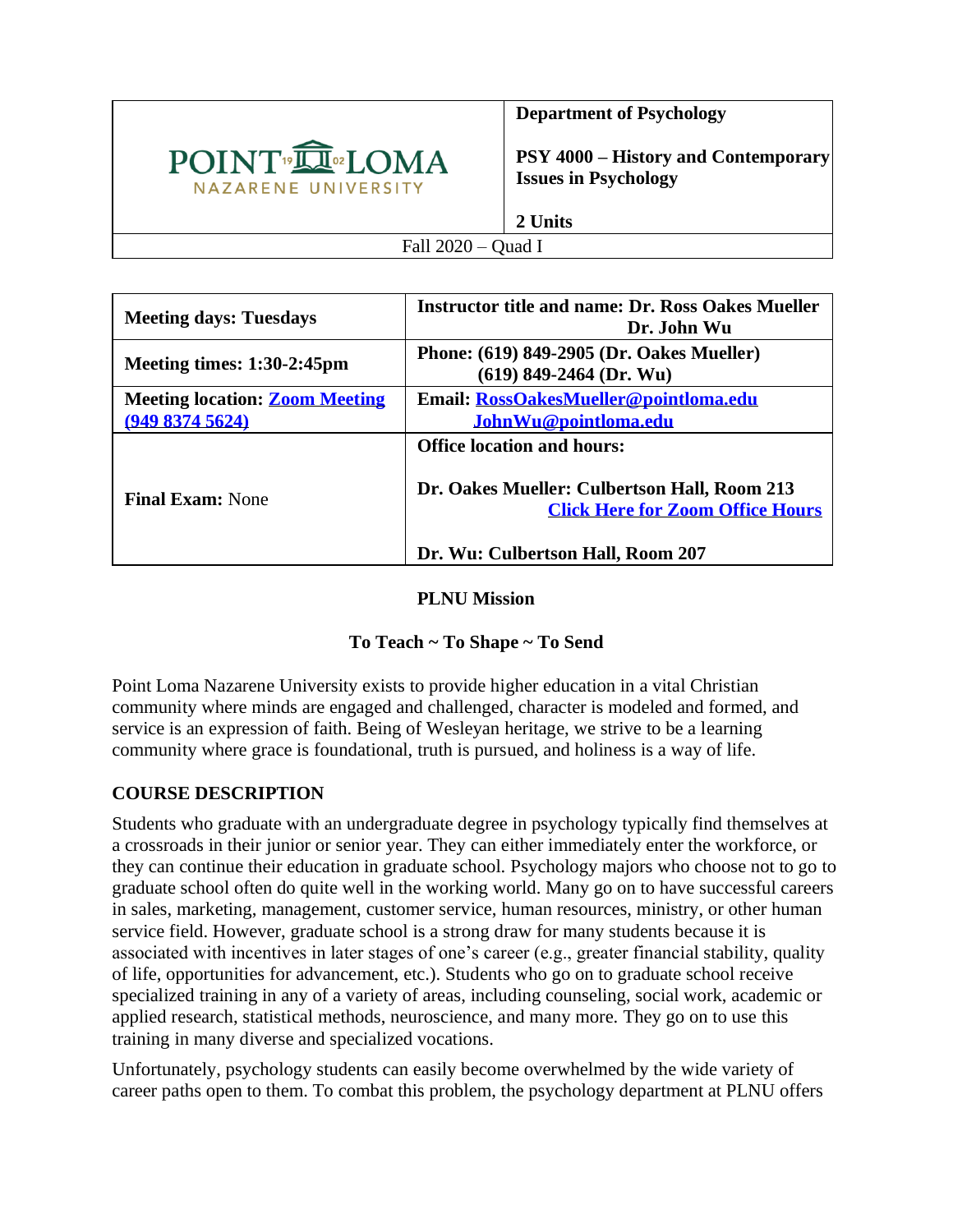| POINT LOMA NAZARENE UNIVERSITY | **Department of Psychology**<br><br>**PSY 4000 – History and Contemporary Issues in Psychology**<br><br>**2 Units** |
|---|---|
| Fall 2020 – Quad I | |

| **Meeting days: Tuesdays** | **Instructor title and name: Dr. Ross Oakes Mueller**<br>**Dr. John Wu** |
|---|---|
| **Meeting times: 1:30-2:45pm** | **Phone: (619) 849-2905 (Dr. Oakes Mueller)**<br>**(619) 849-2464 (Dr. Wu)** |
| **Meeting location: Zoom Meeting (949 8374 5624)** | **Email: RossOakesMueller@pointloma.edu**<br>**JohnWu@pointloma.edu** |
| **Final Exam:** None | **Office location and hours:**<br><br>**Dr. Oakes Mueller: Culbertson Hall, Room 213**<br>**Click Here for Zoom Office Hours**<br><br>**Dr. Wu: Culbertson Hall, Room 207** |

**PLNU Mission**

**To Teach ~ To Shape ~ To Send**

Point Loma Nazarene University exists to provide higher education in a vital Christian community where minds are engaged and challenged, character is modeled and formed, and service is an expression of faith. Being of Wesleyan heritage, we strive to be a learning community where grace is foundational, truth is pursued, and holiness is a way of life.

## COURSE DESCRIPTION

Students who graduate with an undergraduate degree in psychology typically find themselves at a crossroads in their junior or senior year. They can either immediately enter the workforce, or they can continue their education in graduate school. Psychology majors who choose not to go to graduate school often do quite well in the working world. Many go on to have successful careers in sales, marketing, management, customer service, human resources, ministry, or other human service field. However, graduate school is a strong draw for many students because it is associated with incentives in later stages of one's career (e.g., greater financial stability, quality of life, opportunities for advancement, etc.). Students who go on to graduate school receive specialized training in any of a variety of areas, including counseling, social work, academic or applied research, statistical methods, neuroscience, and many more. They go on to use this training in many diverse and specialized vocations.

Unfortunately, psychology students can easily become overwhelmed by the wide variety of career paths open to them. To combat this problem, the psychology department at PLNU offers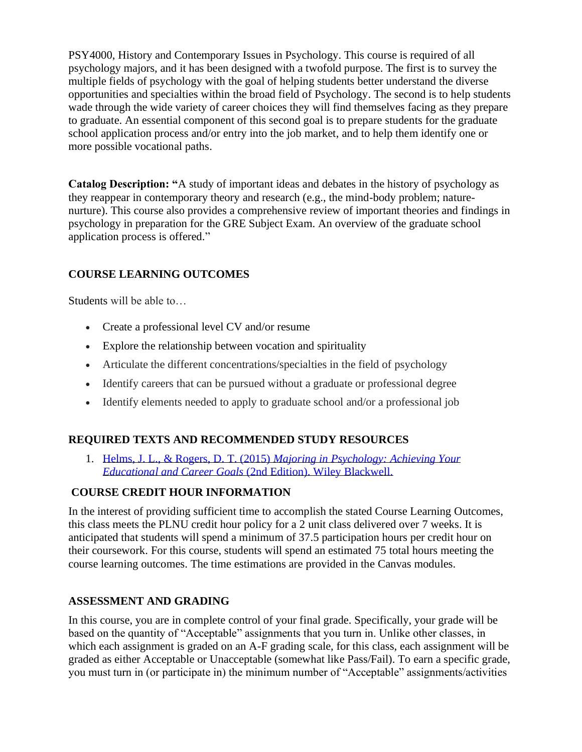PSY4000, History and Contemporary Issues in Psychology. This course is required of all psychology majors, and it has been designed with a twofold purpose. The first is to survey the multiple fields of psychology with the goal of helping students better understand the diverse opportunities and specialties within the broad field of Psychology. The second is to help students wade through the wide variety of career choices they will find themselves facing as they prepare to graduate. An essential component of this second goal is to prepare students for the graduate school application process and/or entry into the job market, and to help them identify one or more possible vocational paths.

**Catalog Description: "**A study of important ideas and debates in the history of psychology as they reappear in contemporary theory and research (e.g., the mind-body problem; nature-nurture). This course also provides a comprehensive review of important theories and findings in psychology in preparation for the GRE Subject Exam. An overview of the graduate school application process is offered."

## COURSE LEARNING OUTCOMES

Students will be able to…

- Create a professional level CV and/or resume
- Explore the relationship between vocation and spirituality
- Articulate the different concentrations/specialties in the field of psychology
- Identify careers that can be pursued without a graduate or professional degree
- Identify elements needed to apply to graduate school and/or a professional job

## REQUIRED TEXTS AND RECOMMENDED STUDY RESOURCES

1. Helms, J. L., & Rogers, D. T. (2015) *Majoring in Psychology: Achieving Your Educational and Career Goals* (2nd Edition). Wiley Blackwell.

## COURSE CREDIT HOUR INFORMATION

In the interest of providing sufficient time to accomplish the stated Course Learning Outcomes, this class meets the PLNU credit hour policy for a 2 unit class delivered over 7 weeks. It is anticipated that students will spend a minimum of 37.5 participation hours per credit hour on their coursework. For this course, students will spend an estimated 75 total hours meeting the course learning outcomes. The time estimations are provided in the Canvas modules.

## ASSESSMENT AND GRADING

In this course, you are in complete control of your final grade. Specifically, your grade will be based on the quantity of "Acceptable" assignments that you turn in. Unlike other classes, in which each assignment is graded on an A-F grading scale, for this class, each assignment will be graded as either Acceptable or Unacceptable (somewhat like Pass/Fail). To earn a specific grade, you must turn in (or participate in) the minimum number of "Acceptable" assignments/activities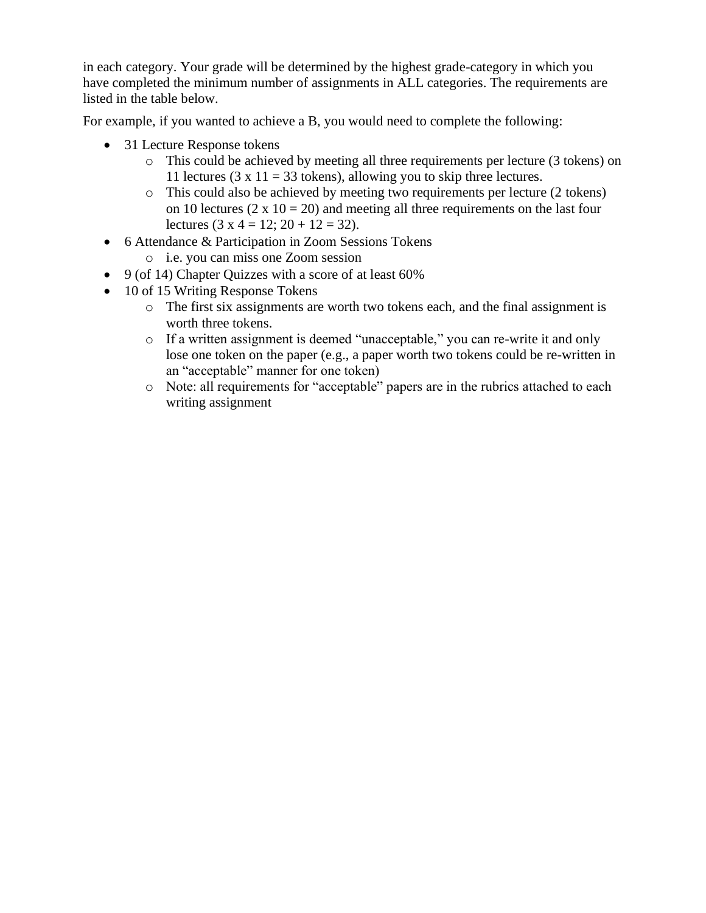in each category. Your grade will be determined by the highest grade-category in which you have completed the minimum number of assignments in ALL categories. The requirements are listed in the table below.

For example, if you wanted to achieve a B, you would need to complete the following:

- 31 Lecture Response tokens
  - This could be achieved by meeting all three requirements per lecture (3 tokens) on 11 lectures (3 x 11 = 33 tokens), allowing you to skip three lectures.
  - This could also be achieved by meeting two requirements per lecture (2 tokens) on 10 lectures (2 x 10 = 20) and meeting all three requirements on the last four lectures (3 x 4 = 12; 20 + 12 = 32).
- 6 Attendance & Participation in Zoom Sessions Tokens
  - i.e. you can miss one Zoom session
- 9 (of 14) Chapter Quizzes with a score of at least 60%
- 10 of 15 Writing Response Tokens
  - The first six assignments are worth two tokens each, and the final assignment is worth three tokens.
  - If a written assignment is deemed "unacceptable," you can re-write it and only lose one token on the paper (e.g., a paper worth two tokens could be re-written in an "acceptable" manner for one token)
  - Note: all requirements for "acceptable" papers are in the rubrics attached to each writing assignment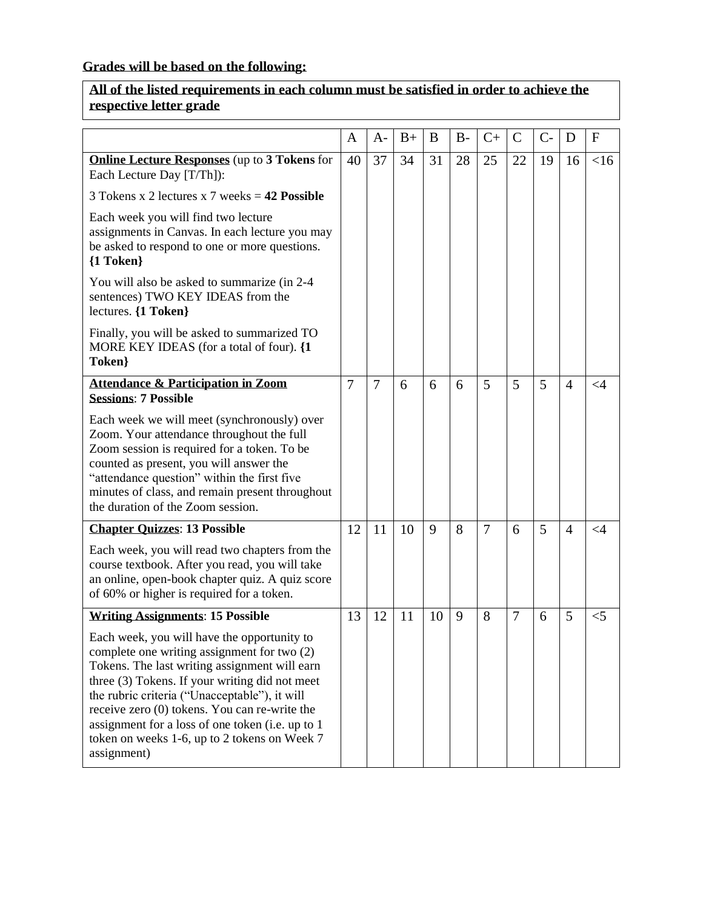**<u>Grades will be based on the following:</u>**

**<u>All of the listed requirements in each column must be satisfied in order to achieve the respective letter grade</u>**

| | A | A- | B+ | B | B- | C+ | C | C- | D | F |
|---|---|---|---|---|---|---|---|---|---|---|
| **<u>Online Lecture Responses</u>** (up to **3 Tokens** for Each Lecture Day [T/Th]):<br><br>3 Tokens x 2 lectures x 7 weeks = **42 Possible**<br><br>Each week you will find two lecture assignments in Canvas. In each lecture you may be asked to respond to one or more questions. **{1 Token}**<br><br>You will also be asked to summarize (in 2-4 sentences) TWO KEY IDEAS from the lectures. **{1 Token}**<br><br>Finally, you will be asked to summarized TO MORE KEY IDEAS (for a total of four). **{1 Token}** | 40 | 37 | 34 | 31 | 28 | 25 | 22 | 19 | 16 | <16 |
| **<u>Attendance & Participation in Zoom Sessions</u>**: **7 Possible**<br><br>Each week we will meet (synchronously) over Zoom. Your attendance throughout the full Zoom session is required for a token. To be counted as present, you will answer the "attendance question" within the first five minutes of class, and remain present throughout the duration of the Zoom session. | 7 | 7 | 6 | 6 | 6 | 5 | 5 | 5 | 4 | <4 |
| **<u>Chapter Quizzes</u>**: **13 Possible**<br><br>Each week, you will read two chapters from the course textbook. After you read, you will take an online, open-book chapter quiz. A quiz score of 60% or higher is required for a token. | 12 | 11 | 10 | 9 | 8 | 7 | 6 | 5 | 4 | <4 |
| **<u>Writing Assignments</u>**: **15 Possible**<br><br>Each week, you will have the opportunity to complete one writing assignment for two (2) Tokens. The last writing assignment will earn three (3) Tokens. If your writing did not meet the rubric criteria ("Unacceptable"), it will receive zero (0) tokens. You can re-write the assignment for a loss of one token (i.e. up to 1 token on weeks 1-6, up to 2 tokens on Week 7 assignment) | 13 | 12 | 11 | 10 | 9 | 8 | 7 | 6 | 5 | <5 |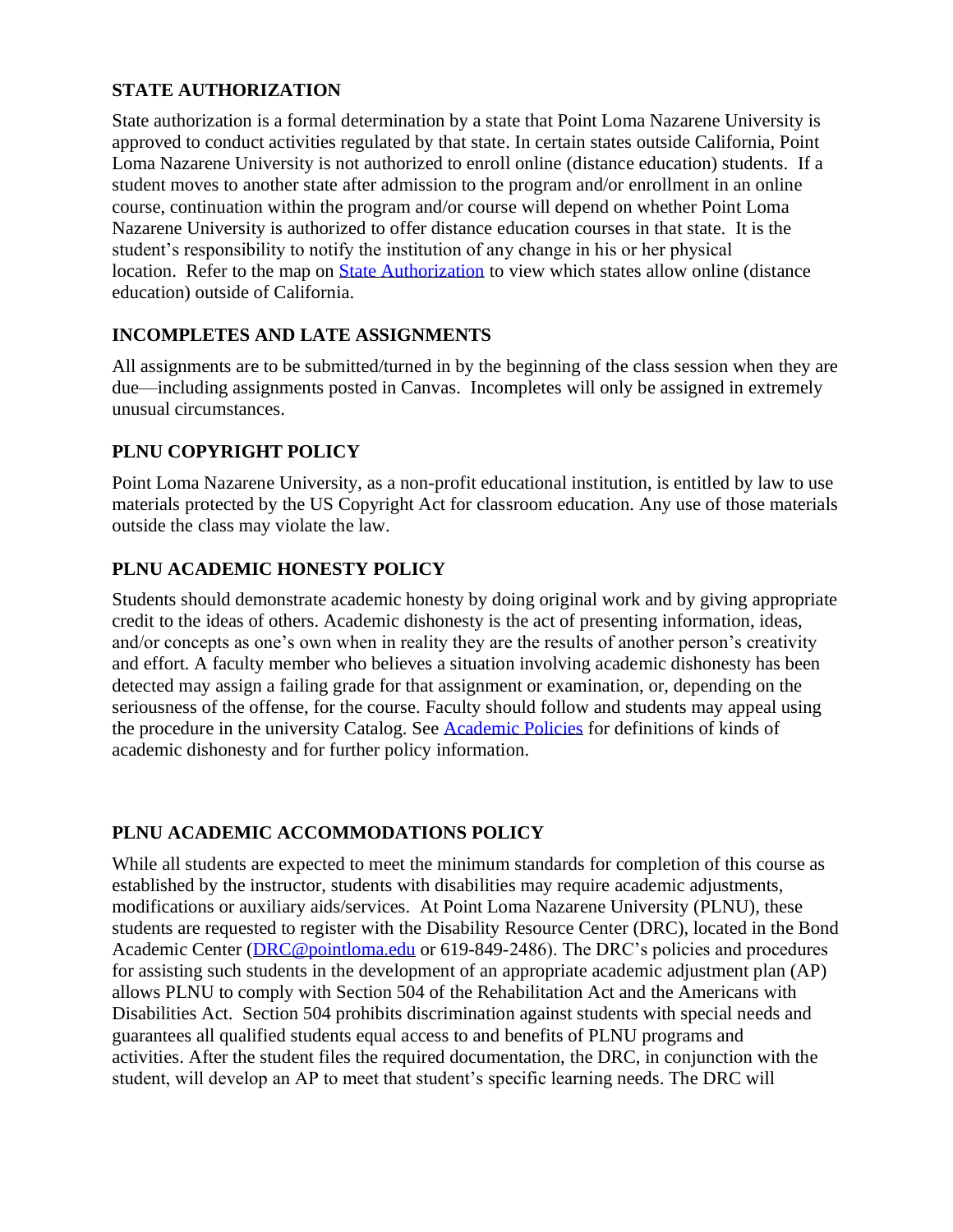### STATE AUTHORIZATION

State authorization is a formal determination by a state that Point Loma Nazarene University is approved to conduct activities regulated by that state. In certain states outside California, Point Loma Nazarene University is not authorized to enroll online (distance education) students. If a student moves to another state after admission to the program and/or enrollment in an online course, continuation within the program and/or course will depend on whether Point Loma Nazarene University is authorized to offer distance education courses in that state. It is the student's responsibility to notify the institution of any change in his or her physical location. Refer to the map on State Authorization to view which states allow online (distance education) outside of California.

### INCOMPLETES AND LATE ASSIGNMENTS

All assignments are to be submitted/turned in by the beginning of the class session when they are due—including assignments posted in Canvas. Incompletes will only be assigned in extremely unusual circumstances.

### PLNU COPYRIGHT POLICY

Point Loma Nazarene University, as a non-profit educational institution, is entitled by law to use materials protected by the US Copyright Act for classroom education. Any use of those materials outside the class may violate the law.

### PLNU ACADEMIC HONESTY POLICY

Students should demonstrate academic honesty by doing original work and by giving appropriate credit to the ideas of others. Academic dishonesty is the act of presenting information, ideas, and/or concepts as one's own when in reality they are the results of another person's creativity and effort. A faculty member who believes a situation involving academic dishonesty has been detected may assign a failing grade for that assignment or examination, or, depending on the seriousness of the offense, for the course. Faculty should follow and students may appeal using the procedure in the university Catalog. See Academic Policies for definitions of kinds of academic dishonesty and for further policy information.

### PLNU ACADEMIC ACCOMMODATIONS POLICY

While all students are expected to meet the minimum standards for completion of this course as established by the instructor, students with disabilities may require academic adjustments, modifications or auxiliary aids/services. At Point Loma Nazarene University (PLNU), these students are requested to register with the Disability Resource Center (DRC), located in the Bond Academic Center (DRC@pointloma.edu or 619-849-2486). The DRC's policies and procedures for assisting such students in the development of an appropriate academic adjustment plan (AP) allows PLNU to comply with Section 504 of the Rehabilitation Act and the Americans with Disabilities Act. Section 504 prohibits discrimination against students with special needs and guarantees all qualified students equal access to and benefits of PLNU programs and activities. After the student files the required documentation, the DRC, in conjunction with the student, will develop an AP to meet that student's specific learning needs. The DRC will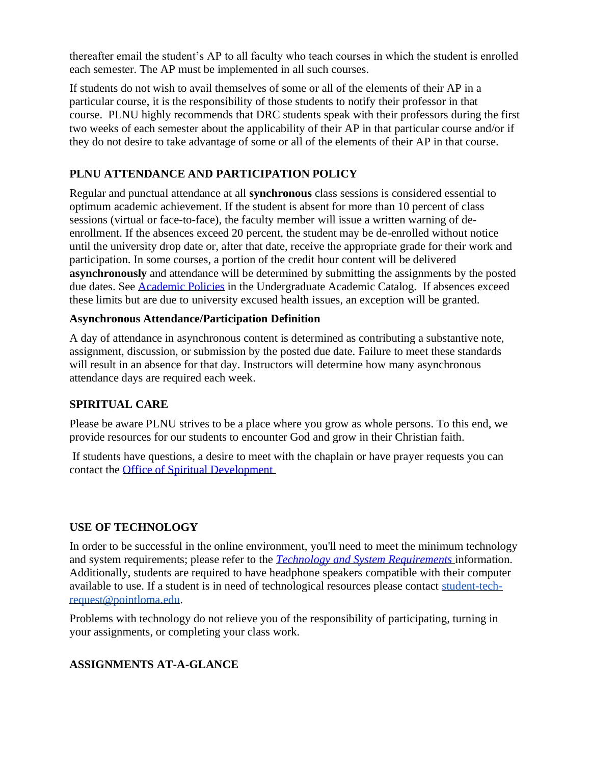thereafter email the student's AP to all faculty who teach courses in which the student is enrolled each semester. The AP must be implemented in all such courses.

If students do not wish to avail themselves of some or all of the elements of their AP in a particular course, it is the responsibility of those students to notify their professor in that course. PLNU highly recommends that DRC students speak with their professors during the first two weeks of each semester about the applicability of their AP in that particular course and/or if they do not desire to take advantage of some or all of the elements of their AP in that course.

## PLNU ATTENDANCE AND PARTICIPATION POLICY

Regular and punctual attendance at all **synchronous** class sessions is considered essential to optimum academic achievement. If the student is absent for more than 10 percent of class sessions (virtual or face-to-face), the faculty member will issue a written warning of de-enrollment. If the absences exceed 20 percent, the student may be de-enrolled without notice until the university drop date or, after that date, receive the appropriate grade for their work and participation. In some courses, a portion of the credit hour content will be delivered **asynchronously** and attendance will be determined by submitting the assignments by the posted due dates. See [Academic Policies](#) in the Undergraduate Academic Catalog. If absences exceed these limits but are due to university excused health issues, an exception will be granted.

### Asynchronous Attendance/Participation Definition

A day of attendance in asynchronous content is determined as contributing a substantive note, assignment, discussion, or submission by the posted due date. Failure to meet these standards will result in an absence for that day. Instructors will determine how many asynchronous attendance days are required each week.

## SPIRITUAL CARE

Please be aware PLNU strives to be a place where you grow as whole persons. To this end, we provide resources for our students to encounter God and grow in their Christian faith.

If students have questions, a desire to meet with the chaplain or have prayer requests you can contact the [Office of Spiritual Development](#)

## USE OF TECHNOLOGY

In order to be successful in the online environment, you'll need to meet the minimum technology and system requirements; please refer to the [*Technology and System Requirements*](#) information. Additionally, students are required to have headphone speakers compatible with their computer available to use. If a student is in need of technological resources please contact [student-tech-request@pointloma.edu](mailto:student-tech-request@pointloma.edu).

Problems with technology do not relieve you of the responsibility of participating, turning in your assignments, or completing your class work.

## ASSIGNMENTS AT-A-GLANCE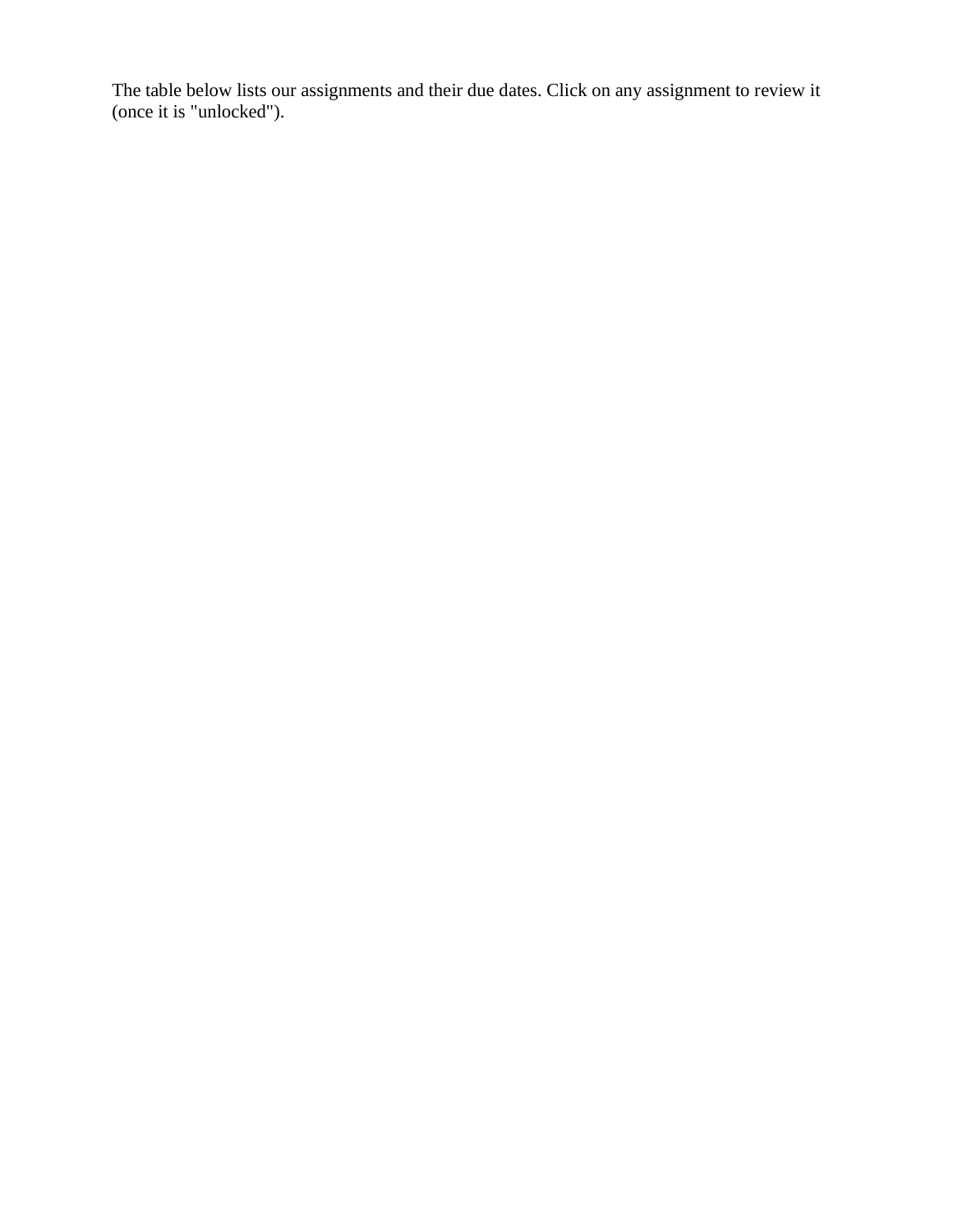The table below lists our assignments and their due dates. Click on any assignment to review it (once it is "unlocked").